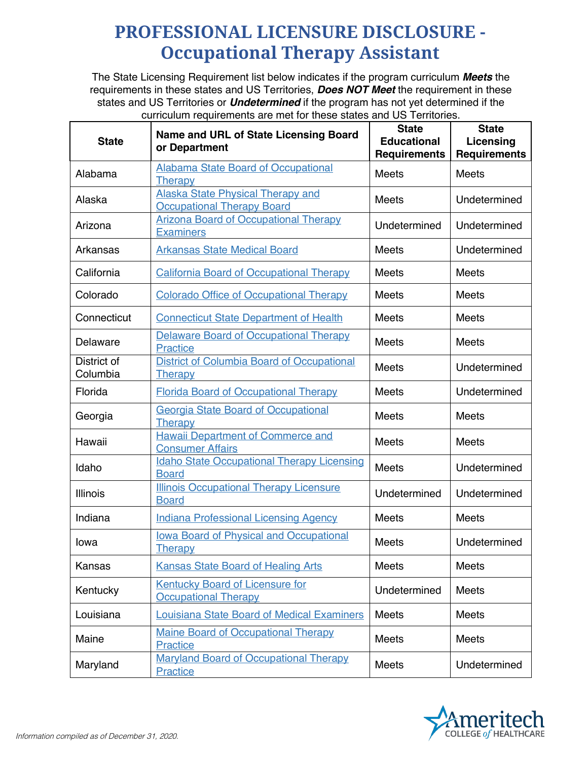# PROFESSIONAL LICENSURE DISCLOSURE - Occupational Therapy Assistant

The State Licensing Requirement list below indicates if the program curriculum ***Meets*** the requirements in these states and US Territories, ***Does NOT Meet*** the requirement in these states and US Territories or ***Undetermined*** if the program has not yet determined if the curriculum requirements are met for these states and US Territories.

| State | Name and URL of State Licensing Board or Department | State Educational Requirements | State Licensing Requirements |
|---|---|---|---|
| Alabama | Alabama State Board of Occupational Therapy | Meets | Meets |
| Alaska | Alaska State Physical Therapy and Occupational Therapy Board | Meets | Undetermined |
| Arizona | Arizona Board of Occupational Therapy Examiners | Undetermined | Undetermined |
| Arkansas | Arkansas State Medical Board | Meets | Undetermined |
| California | California Board of Occupational Therapy | Meets | Meets |
| Colorado | Colorado Office of Occupational Therapy | Meets | Meets |
| Connecticut | Connecticut State Department of Health | Meets | Meets |
| Delaware | Delaware Board of Occupational Therapy Practice | Meets | Meets |
| District of Columbia | District of Columbia Board of Occupational Therapy | Meets | Undetermined |
| Florida | Florida Board of Occupational Therapy | Meets | Undetermined |
| Georgia | Georgia State Board of Occupational Therapy | Meets | Meets |
| Hawaii | Hawaii Department of Commerce and Consumer Affairs | Meets | Meets |
| Idaho | Idaho State Occupational Therapy Licensing Board | Meets | Undetermined |
| Illinois | Illinois Occupational Therapy Licensure Board | Undetermined | Undetermined |
| Indiana | Indiana Professional Licensing Agency | Meets | Meets |
| Iowa | Iowa Board of Physical and Occupational Therapy | Meets | Undetermined |
| Kansas | Kansas State Board of Healing Arts | Meets | Meets |
| Kentucky | Kentucky Board of Licensure for Occupational Therapy | Undetermined | Meets |
| Louisiana | Louisiana State Board of Medical Examiners | Meets | Meets |
| Maine | Maine Board of Occupational Therapy Practice | Meets | Meets |
| Maryland | Maryland Board of Occupational Therapy Practice | Meets | Undetermined |

*Information compiled as of December 31, 2020.*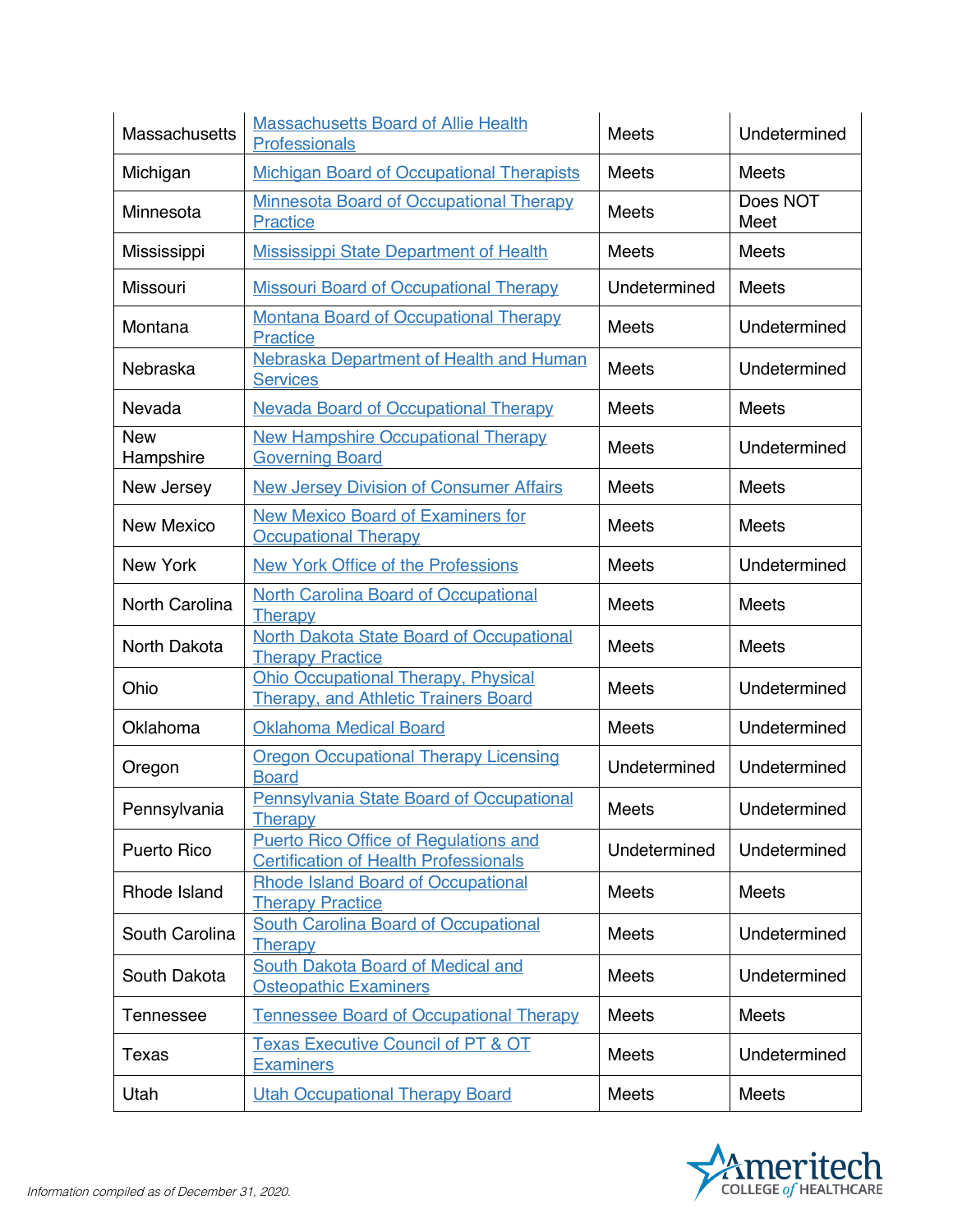| | | | |
|---|---|---|---|
| Massachusetts | Massachusetts Board of Allie Health Professionals | Meets | Undetermined |
| Michigan | Michigan Board of Occupational Therapists | Meets | Meets |
| Minnesota | Minnesota Board of Occupational Therapy Practice | Meets | Does NOT Meet |
| Mississippi | Mississippi State Department of Health | Meets | Meets |
| Missouri | Missouri Board of Occupational Therapy | Undetermined | Meets |
| Montana | Montana Board of Occupational Therapy Practice | Meets | Undetermined |
| Nebraska | Nebraska Department of Health and Human Services | Meets | Undetermined |
| Nevada | Nevada Board of Occupational Therapy | Meets | Meets |
| New Hampshire | New Hampshire Occupational Therapy Governing Board | Meets | Undetermined |
| New Jersey | New Jersey Division of Consumer Affairs | Meets | Meets |
| New Mexico | New Mexico Board of Examiners for Occupational Therapy | Meets | Meets |
| New York | New York Office of the Professions | Meets | Undetermined |
| North Carolina | North Carolina Board of Occupational Therapy | Meets | Meets |
| North Dakota | North Dakota State Board of Occupational Therapy Practice | Meets | Meets |
| Ohio | Ohio Occupational Therapy, Physical Therapy, and Athletic Trainers Board | Meets | Undetermined |
| Oklahoma | Oklahoma Medical Board | Meets | Undetermined |
| Oregon | Oregon Occupational Therapy Licensing Board | Undetermined | Undetermined |
| Pennsylvania | Pennsylvania State Board of Occupational Therapy | Meets | Undetermined |
| Puerto Rico | Puerto Rico Office of Regulations and Certification of Health Professionals | Undetermined | Undetermined |
| Rhode Island | Rhode Island Board of Occupational Therapy Practice | Meets | Meets |
| South Carolina | South Carolina Board of Occupational Therapy | Meets | Undetermined |
| South Dakota | South Dakota Board of Medical and Osteopathic Examiners | Meets | Undetermined |
| Tennessee | Tennessee Board of Occupational Therapy | Meets | Meets |
| Texas | Texas Executive Council of PT & OT Examiners | Meets | Undetermined |
| Utah | Utah Occupational Therapy Board | Meets | Meets |

*Information compiled as of December 31, 2020.*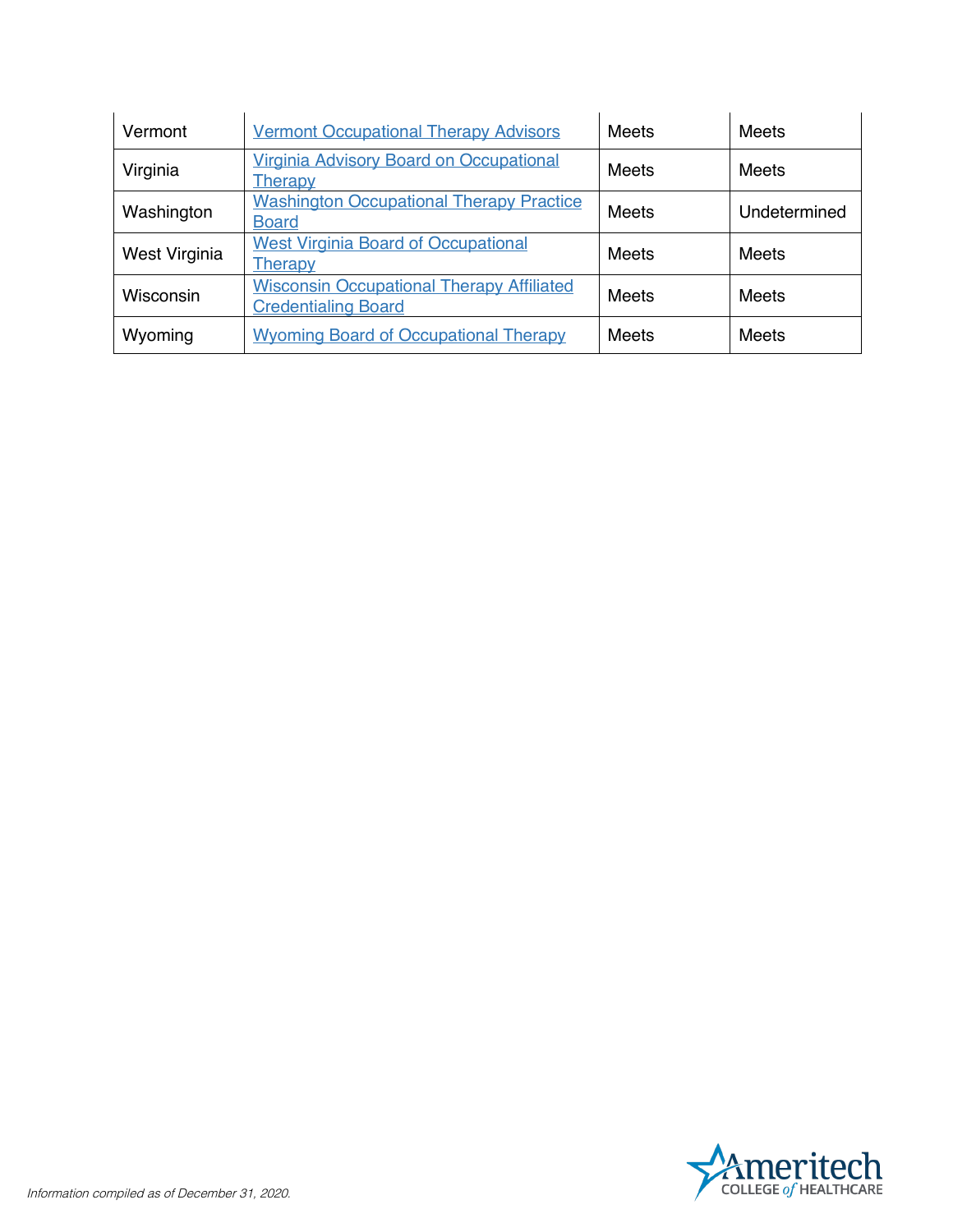| | | | |
|---|---|---|---|
| Vermont | [Vermont Occupational Therapy Advisors] | Meets | Meets |
| Virginia | [Virginia Advisory Board on Occupational Therapy] | Meets | Meets |
| Washington | [Washington Occupational Therapy Practice Board] | Meets | Undetermined |
| West Virginia | [West Virginia Board of Occupational Therapy] | Meets | Meets |
| Wisconsin | [Wisconsin Occupational Therapy Affiliated Credentialing Board] | Meets | Meets |
| Wyoming | [Wyoming Board of Occupational Therapy] | Meets | Meets |

*Information compiled as of December 31, 2020.*

Ameritech COLLEGE *of* HEALTHCARE